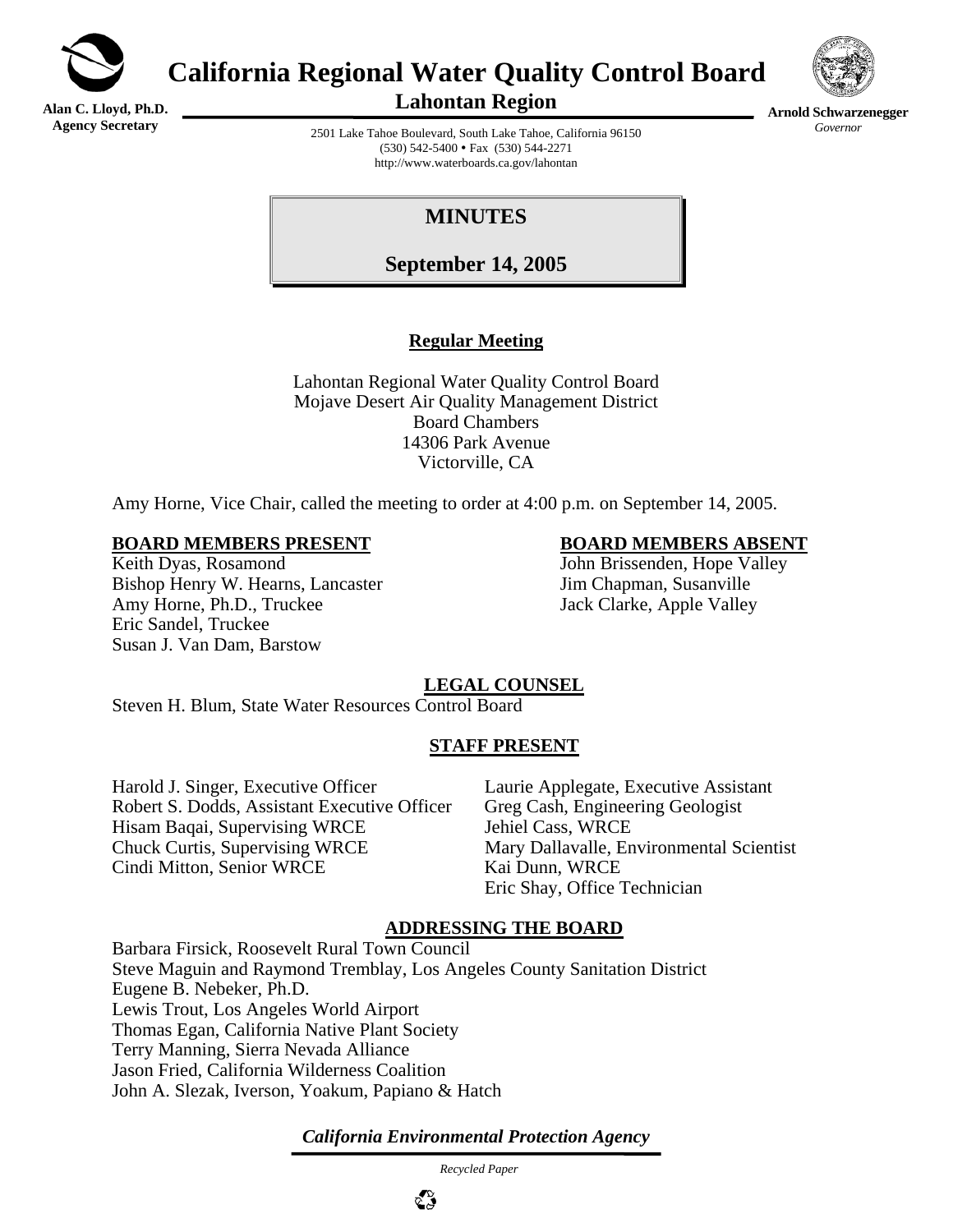# California Regional Water Quality Control Board

## Lahontan Region

**Alan C. Lloyd, Ph.D.**
**Agency Secretary**

**Arnold Schwarzenegger**
*Governor*

2501 Lake Tahoe Boulevard, South Lake Tahoe, California 96150
(530) 542-5400 • Fax (530) 544-2271
http://www.waterboards.ca.gov/lahontan

## MINUTES

## September 14, 2005

### Regular Meeting

Lahontan Regional Water Quality Control Board
Mojave Desert Air Quality Management District
Board Chambers
14306 Park Avenue
Victorville, CA

Amy Horne, Vice Chair, called the meeting to order at 4:00 p.m. on September 14, 2005.

**BOARD MEMBERS PRESENT**

Keith Dyas, Rosamond
Bishop Henry W. Hearns, Lancaster
Amy Horne, Ph.D., Truckee
Eric Sandel, Truckee
Susan J. Van Dam, Barstow

**BOARD MEMBERS ABSENT**

John Brissenden, Hope Valley
Jim Chapman, Susanville
Jack Clarke, Apple Valley

**LEGAL COUNSEL**

Steven H. Blum, State Water Resources Control Board

**STAFF PRESENT**

Harold J. Singer, Executive Officer
Robert S. Dodds, Assistant Executive Officer
Hisam Baqai, Supervising WRCE
Chuck Curtis, Supervising WRCE
Cindi Mitton, Senior WRCE
Laurie Applegate, Executive Assistant
Greg Cash, Engineering Geologist
Jehiel Cass, WRCE
Mary Dallavalle, Environmental Scientist
Kai Dunn, WRCE
Eric Shay, Office Technician

**ADDRESSING THE BOARD**

Barbara Firsick, Roosevelt Rural Town Council
Steve Maguin and Raymond Tremblay, Los Angeles County Sanitation District
Eugene B. Nebeker, Ph.D.
Lewis Trout, Los Angeles World Airport
Thomas Egan, California Native Plant Society
Terry Manning, Sierra Nevada Alliance
Jason Fried, California Wilderness Coalition
John A. Slezak, Iverson, Yoakum, Papiano & Hatch

*California Environmental Protection Agency*

*Recycled Paper*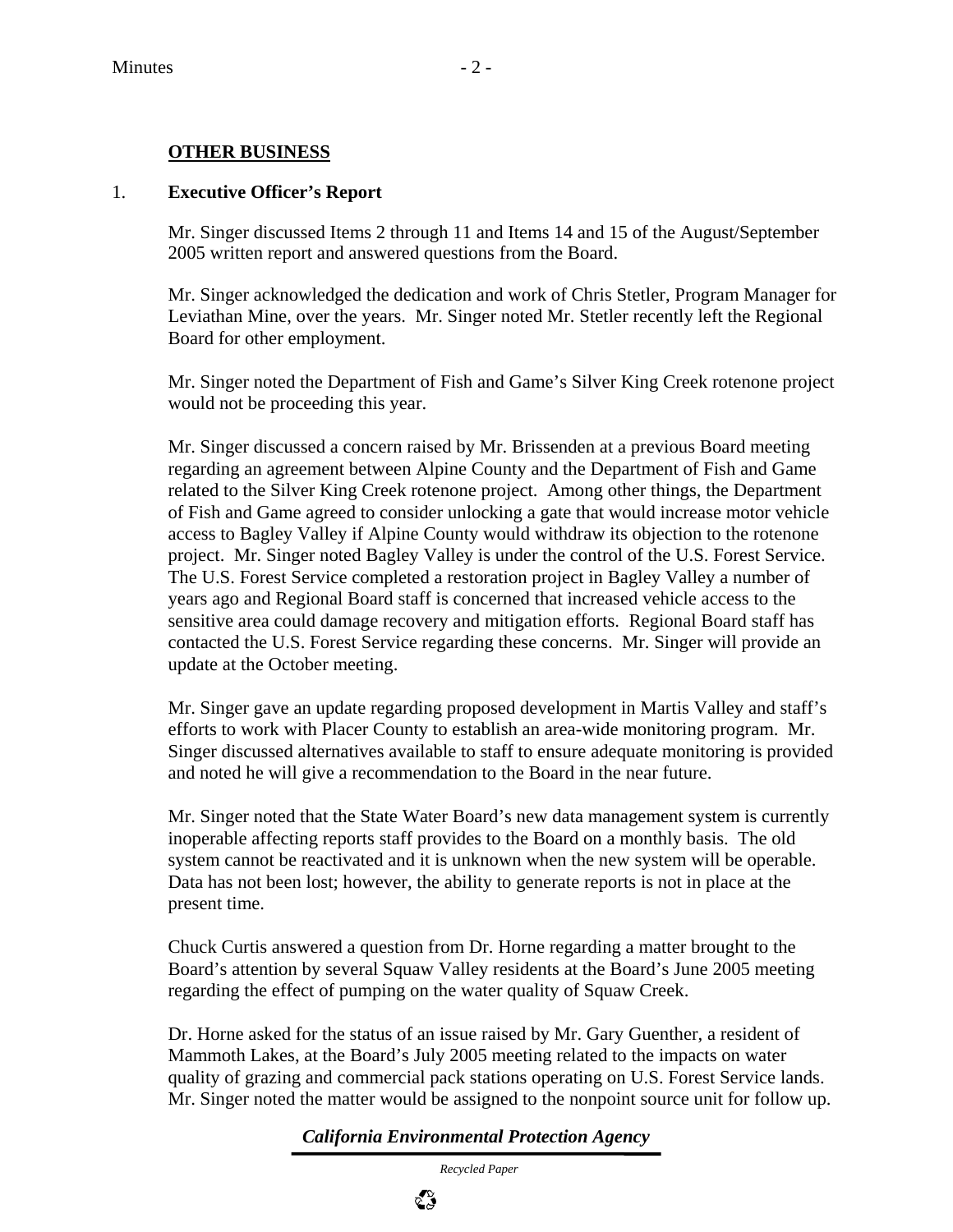## OTHER BUSINESS

1. **Executive Officer's Report**

   Mr. Singer discussed Items 2 through 11 and Items 14 and 15 of the August/September 2005 written report and answered questions from the Board.

   Mr. Singer acknowledged the dedication and work of Chris Stetler, Program Manager for Leviathan Mine, over the years. Mr. Singer noted Mr. Stetler recently left the Regional Board for other employment.

   Mr. Singer noted the Department of Fish and Game's Silver King Creek rotenone project would not be proceeding this year.

   Mr. Singer discussed a concern raised by Mr. Brissenden at a previous Board meeting regarding an agreement between Alpine County and the Department of Fish and Game related to the Silver King Creek rotenone project. Among other things, the Department of Fish and Game agreed to consider unlocking a gate that would increase motor vehicle access to Bagley Valley if Alpine County would withdraw its objection to the rotenone project. Mr. Singer noted Bagley Valley is under the control of the U.S. Forest Service. The U.S. Forest Service completed a restoration project in Bagley Valley a number of years ago and Regional Board staff is concerned that increased vehicle access to the sensitive area could damage recovery and mitigation efforts. Regional Board staff has contacted the U.S. Forest Service regarding these concerns. Mr. Singer will provide an update at the October meeting.

   Mr. Singer gave an update regarding proposed development in Martis Valley and staff's efforts to work with Placer County to establish an area-wide monitoring program. Mr. Singer discussed alternatives available to staff to ensure adequate monitoring is provided and noted he will give a recommendation to the Board in the near future.

   Mr. Singer noted that the State Water Board's new data management system is currently inoperable affecting reports staff provides to the Board on a monthly basis. The old system cannot be reactivated and it is unknown when the new system will be operable. Data has not been lost; however, the ability to generate reports is not in place at the present time.

   Chuck Curtis answered a question from Dr. Horne regarding a matter brought to the Board's attention by several Squaw Valley residents at the Board's June 2005 meeting regarding the effect of pumping on the water quality of Squaw Creek.

   Dr. Horne asked for the status of an issue raised by Mr. Gary Guenther, a resident of Mammoth Lakes, at the Board's July 2005 meeting related to the impacts on water quality of grazing and commercial pack stations operating on U.S. Forest Service lands. Mr. Singer noted the matter would be assigned to the nonpoint source unit for follow up.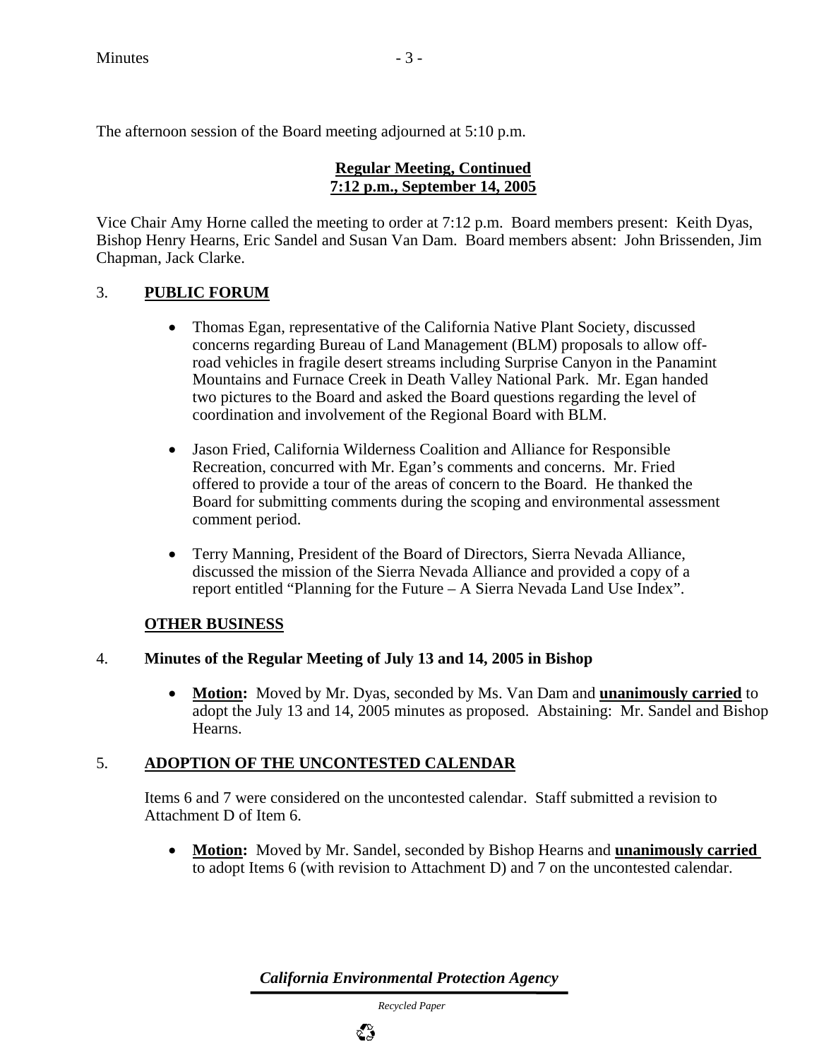The afternoon session of the Board meeting adjourned at 5:10 p.m.

**Regular Meeting, Continued**
**7:12 p.m., September 14, 2005**

Vice Chair Amy Horne called the meeting to order at 7:12 p.m. Board members present: Keith Dyas, Bishop Henry Hearns, Eric Sandel and Susan Van Dam. Board members absent: John Brissenden, Jim Chapman, Jack Clarke.

## 3. PUBLIC FORUM

- Thomas Egan, representative of the California Native Plant Society, discussed concerns regarding Bureau of Land Management (BLM) proposals to allow off-road vehicles in fragile desert streams including Surprise Canyon in the Panamint Mountains and Furnace Creek in Death Valley National Park. Mr. Egan handed two pictures to the Board and asked the Board questions regarding the level of coordination and involvement of the Regional Board with BLM.

- Jason Fried, California Wilderness Coalition and Alliance for Responsible Recreation, concurred with Mr. Egan's comments and concerns. Mr. Fried offered to provide a tour of the areas of concern to the Board. He thanked the Board for submitting comments during the scoping and environmental assessment comment period.

- Terry Manning, President of the Board of Directors, Sierra Nevada Alliance, discussed the mission of the Sierra Nevada Alliance and provided a copy of a report entitled "Planning for the Future – A Sierra Nevada Land Use Index".

## OTHER BUSINESS

## 4. Minutes of the Regular Meeting of July 13 and 14, 2005 in Bishop

- **Motion:** Moved by Mr. Dyas, seconded by Ms. Van Dam and **unanimously carried** to adopt the July 13 and 14, 2005 minutes as proposed. Abstaining: Mr. Sandel and Bishop Hearns.

## 5. ADOPTION OF THE UNCONTESTED CALENDAR

Items 6 and 7 were considered on the uncontested calendar. Staff submitted a revision to Attachment D of Item 6.

- **Motion:** Moved by Mr. Sandel, seconded by Bishop Hearns and **unanimously carried** to adopt Items 6 (with revision to Attachment D) and 7 on the uncontested calendar.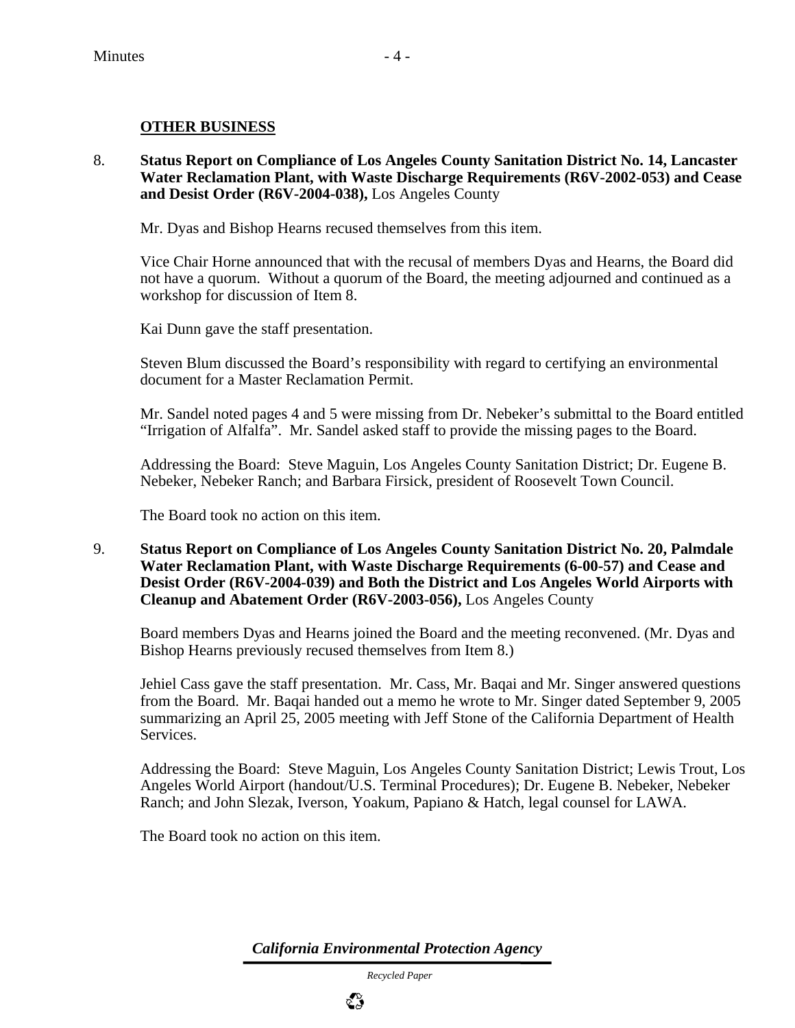## OTHER BUSINESS

8. **Status Report on Compliance of Los Angeles County Sanitation District No. 14, Lancaster Water Reclamation Plant, with Waste Discharge Requirements (R6V-2002-053) and Cease and Desist Order (R6V-2004-038),** Los Angeles County

   Mr. Dyas and Bishop Hearns recused themselves from this item.

   Vice Chair Horne announced that with the recusal of members Dyas and Hearns, the Board did not have a quorum. Without a quorum of the Board, the meeting adjourned and continued as a workshop for discussion of Item 8.

   Kai Dunn gave the staff presentation.

   Steven Blum discussed the Board's responsibility with regard to certifying an environmental document for a Master Reclamation Permit.

   Mr. Sandel noted pages 4 and 5 were missing from Dr. Nebeker's submittal to the Board entitled "Irrigation of Alfalfa". Mr. Sandel asked staff to provide the missing pages to the Board.

   Addressing the Board: Steve Maguin, Los Angeles County Sanitation District; Dr. Eugene B. Nebeker, Nebeker Ranch; and Barbara Firsick, president of Roosevelt Town Council.

   The Board took no action on this item.

9. **Status Report on Compliance of Los Angeles County Sanitation District No. 20, Palmdale Water Reclamation Plant, with Waste Discharge Requirements (6-00-57) and Cease and Desist Order (R6V-2004-039) and Both the District and Los Angeles World Airports with Cleanup and Abatement Order (R6V-2003-056),** Los Angeles County

   Board members Dyas and Hearns joined the Board and the meeting reconvened. (Mr. Dyas and Bishop Hearns previously recused themselves from Item 8.)

   Jehiel Cass gave the staff presentation. Mr. Cass, Mr. Baqai and Mr. Singer answered questions from the Board. Mr. Baqai handed out a memo he wrote to Mr. Singer dated September 9, 2005 summarizing an April 25, 2005 meeting with Jeff Stone of the California Department of Health Services.

   Addressing the Board: Steve Maguin, Los Angeles County Sanitation District; Lewis Trout, Los Angeles World Airport (handout/U.S. Terminal Procedures); Dr. Eugene B. Nebeker, Nebeker Ranch; and John Slezak, Iverson, Yoakum, Papiano & Hatch, legal counsel for LAWA.

   The Board took no action on this item.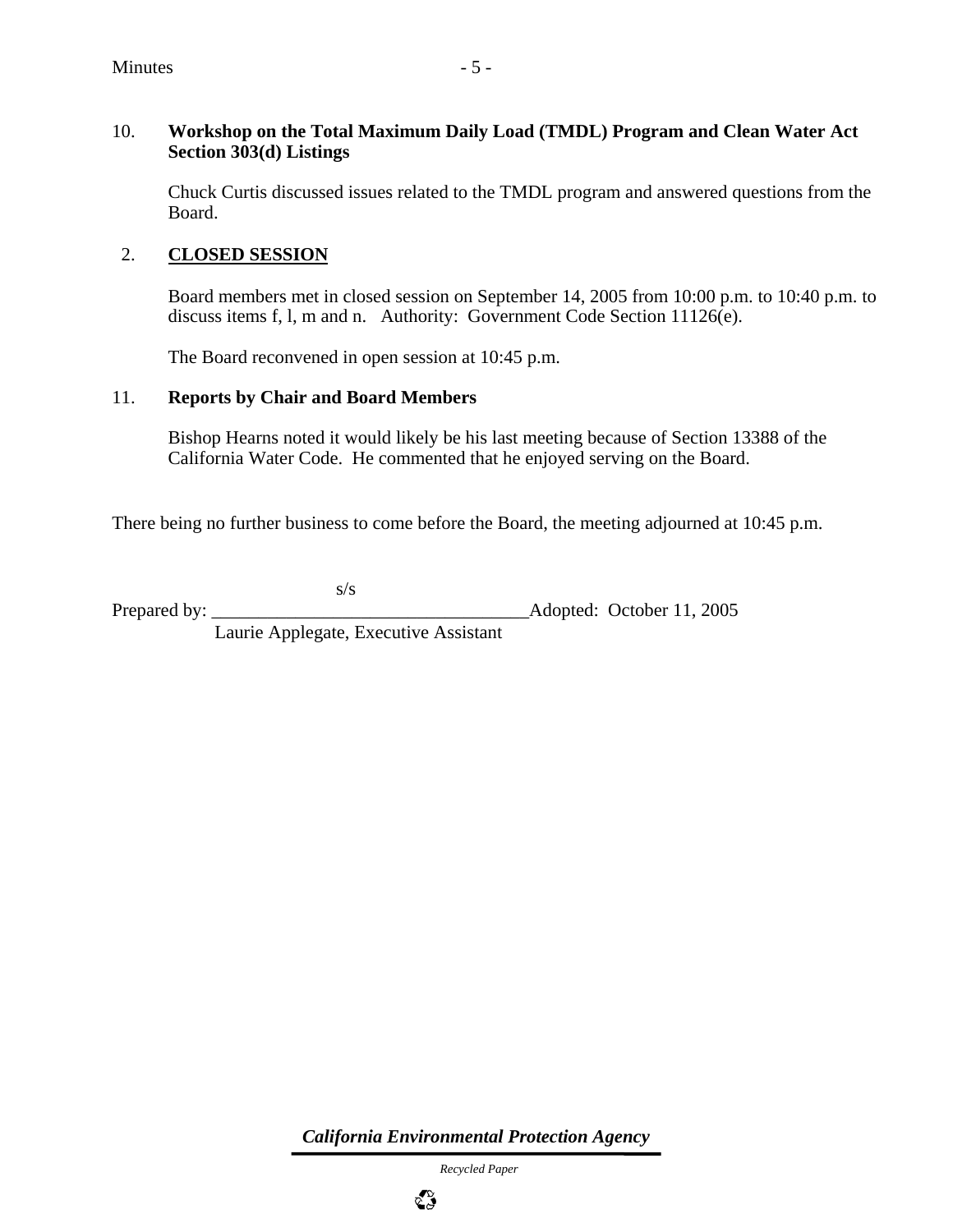10. **Workshop on the Total Maximum Daily Load (TMDL) Program and Clean Water Act Section 303(d) Listings**

   Chuck Curtis discussed issues related to the TMDL program and answered questions from the Board.

2. **CLOSED SESSION**

   Board members met in closed session on September 14, 2005 from 10:00 p.m. to 10:40 p.m. to discuss items f, l, m and n.   Authority:  Government Code Section 11126(e).

   The Board reconvened in open session at 10:45 p.m.

11. **Reports by Chair and Board Members**

   Bishop Hearns noted it would likely be his last meeting because of Section 13388 of the California Water Code.  He commented that he enjoyed serving on the Board.

There being no further business to come before the Board, the meeting adjourned at 10:45 p.m.

s/s

Prepared by: ________________________________ Adopted:  October 11, 2005

Laurie Applegate, Executive Assistant

*California Environmental Protection Agency*

*Recycled Paper*